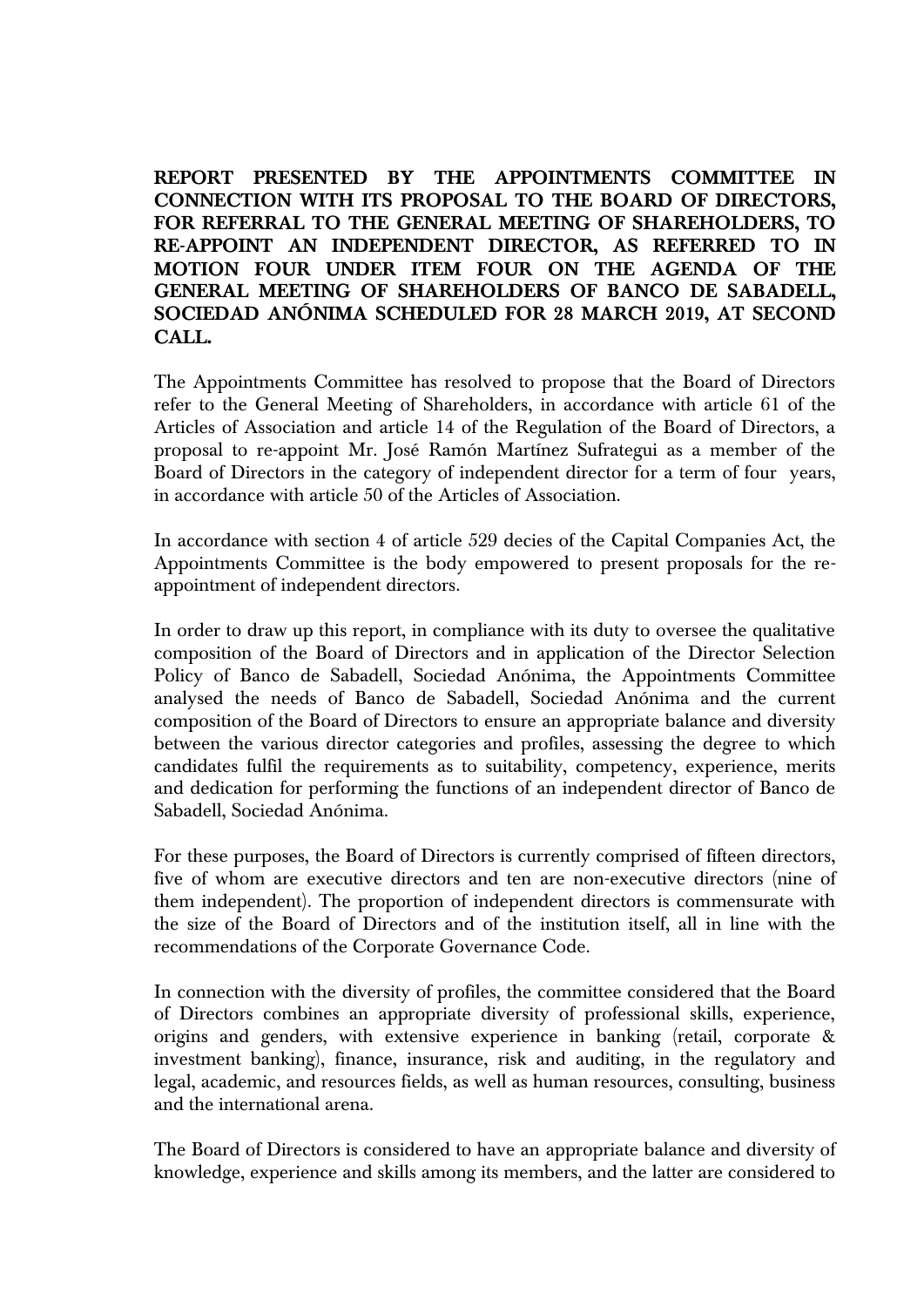**REPORT PRESENTED BY THE APPOINTMENTS COMMITTEE IN CONNECTION WITH ITS PROPOSAL TO THE BOARD OF DIRECTORS, FOR REFERRAL TO THE GENERAL MEETING OF SHAREHOLDERS, TO RE-APPOINT AN INDEPENDENT DIRECTOR, AS REFERRED TO IN MOTION FOUR UNDER ITEM FOUR ON THE AGENDA OF THE GENERAL MEETING OF SHAREHOLDERS OF BANCO DE SABADELL, SOCIEDAD ANÓNIMA SCHEDULED FOR 28 MARCH 2019, AT SECOND CALL.**

The Appointments Committee has resolved to propose that the Board of Directors refer to the General Meeting of Shareholders, in accordance with article 61 of the Articles of Association and article 14 of the Regulation of the Board of Directors, a proposal to re-appoint Mr. José Ramón Martínez Sufrategui as a member of the Board of Directors in the category of independent director for a term of four years, in accordance with article 50 of the Articles of Association.

In accordance with section 4 of article 529 decies of the Capital Companies Act, the Appointments Committee is the body empowered to present proposals for the re-appointment of independent directors.

In order to draw up this report, in compliance with its duty to oversee the qualitative composition of the Board of Directors and in application of the Director Selection Policy of Banco de Sabadell, Sociedad Anónima, the Appointments Committee analysed the needs of Banco de Sabadell, Sociedad Anónima and the current composition of the Board of Directors to ensure an appropriate balance and diversity between the various director categories and profiles, assessing the degree to which candidates fulfil the requirements as to suitability, competency, experience, merits and dedication for performing the functions of an independent director of Banco de Sabadell, Sociedad Anónima.

For these purposes, the Board of Directors is currently comprised of fifteen directors, five of whom are executive directors and ten are non-executive directors (nine of them independent). The proportion of independent directors is commensurate with the size of the Board of Directors and of the institution itself, all in line with the recommendations of the Corporate Governance Code.

In connection with the diversity of profiles, the committee considered that the Board of Directors combines an appropriate diversity of professional skills, experience, origins and genders, with extensive experience in banking (retail, corporate & investment banking), finance, insurance, risk and auditing, in the regulatory and legal, academic, and resources fields, as well as human resources, consulting, business and the international arena.

The Board of Directors is considered to have an appropriate balance and diversity of knowledge, experience and skills among its members, and the latter are considered to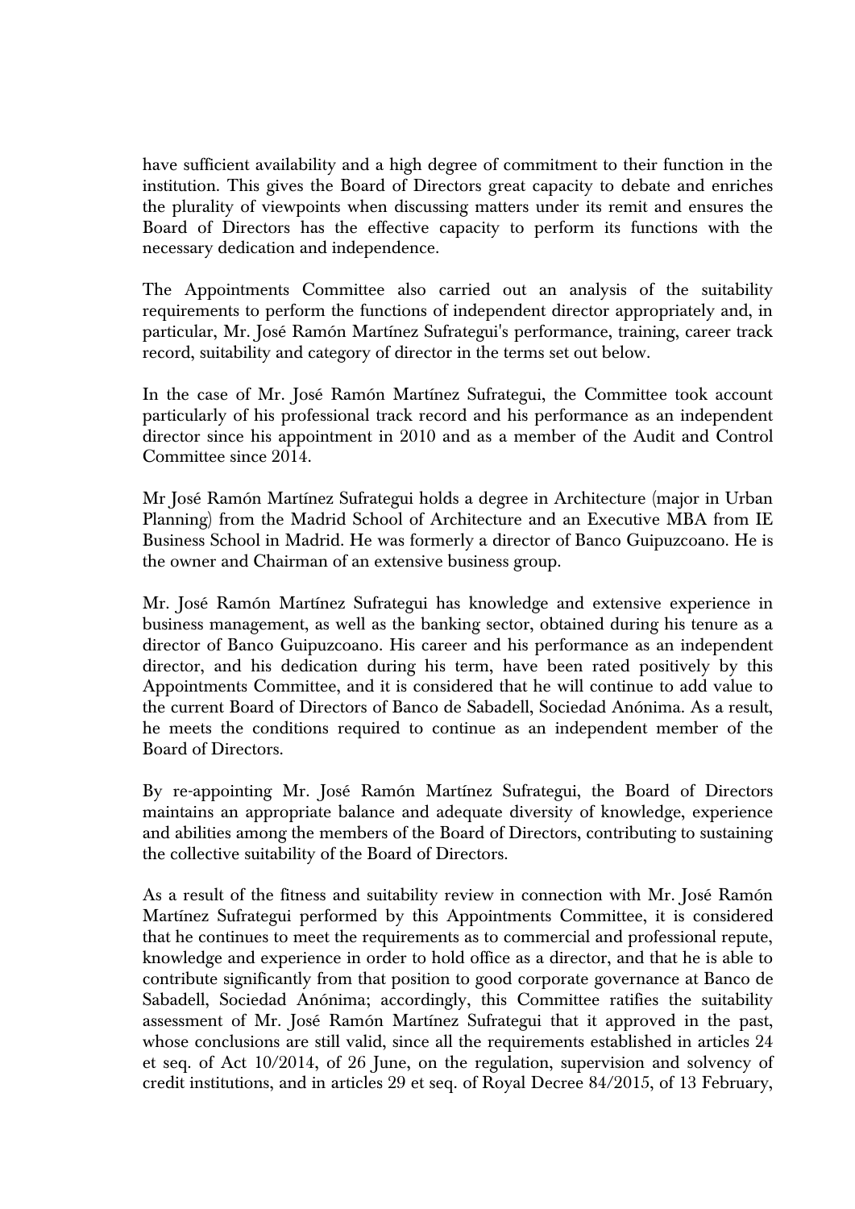have sufficient availability and a high degree of commitment to their function in the institution. This gives the Board of Directors great capacity to debate and enriches the plurality of viewpoints when discussing matters under its remit and ensures the Board of Directors has the effective capacity to perform its functions with the necessary dedication and independence.

The Appointments Committee also carried out an analysis of the suitability requirements to perform the functions of independent director appropriately and, in particular, Mr. José Ramón Martínez Sufrategui's performance, training, career track record, suitability and category of director in the terms set out below.

In the case of Mr. José Ramón Martínez Sufrategui, the Committee took account particularly of his professional track record and his performance as an independent director since his appointment in 2010 and as a member of the Audit and Control Committee since 2014.

Mr José Ramón Martínez Sufrategui holds a degree in Architecture (major in Urban Planning) from the Madrid School of Architecture and an Executive MBA from IE Business School in Madrid. He was formerly a director of Banco Guipuzcoano. He is the owner and Chairman of an extensive business group.

Mr. José Ramón Martínez Sufrategui has knowledge and extensive experience in business management, as well as the banking sector, obtained during his tenure as a director of Banco Guipuzcoano. His career and his performance as an independent director, and his dedication during his term, have been rated positively by this Appointments Committee, and it is considered that he will continue to add value to the current Board of Directors of Banco de Sabadell, Sociedad Anónima. As a result, he meets the conditions required to continue as an independent member of the Board of Directors.

By re-appointing Mr. José Ramón Martínez Sufrategui, the Board of Directors maintains an appropriate balance and adequate diversity of knowledge, experience and abilities among the members of the Board of Directors, contributing to sustaining the collective suitability of the Board of Directors.

As a result of the fitness and suitability review in connection with Mr. José Ramón Martínez Sufrategui performed by this Appointments Committee, it is considered that he continues to meet the requirements as to commercial and professional repute, knowledge and experience in order to hold office as a director, and that he is able to contribute significantly from that position to good corporate governance at Banco de Sabadell, Sociedad Anónima; accordingly, this Committee ratifies the suitability assessment of Mr. José Ramón Martínez Sufrategui that it approved in the past, whose conclusions are still valid, since all the requirements established in articles 24 et seq. of Act 10/2014, of 26 June, on the regulation, supervision and solvency of credit institutions, and in articles 29 et seq. of Royal Decree 84/2015, of 13 February,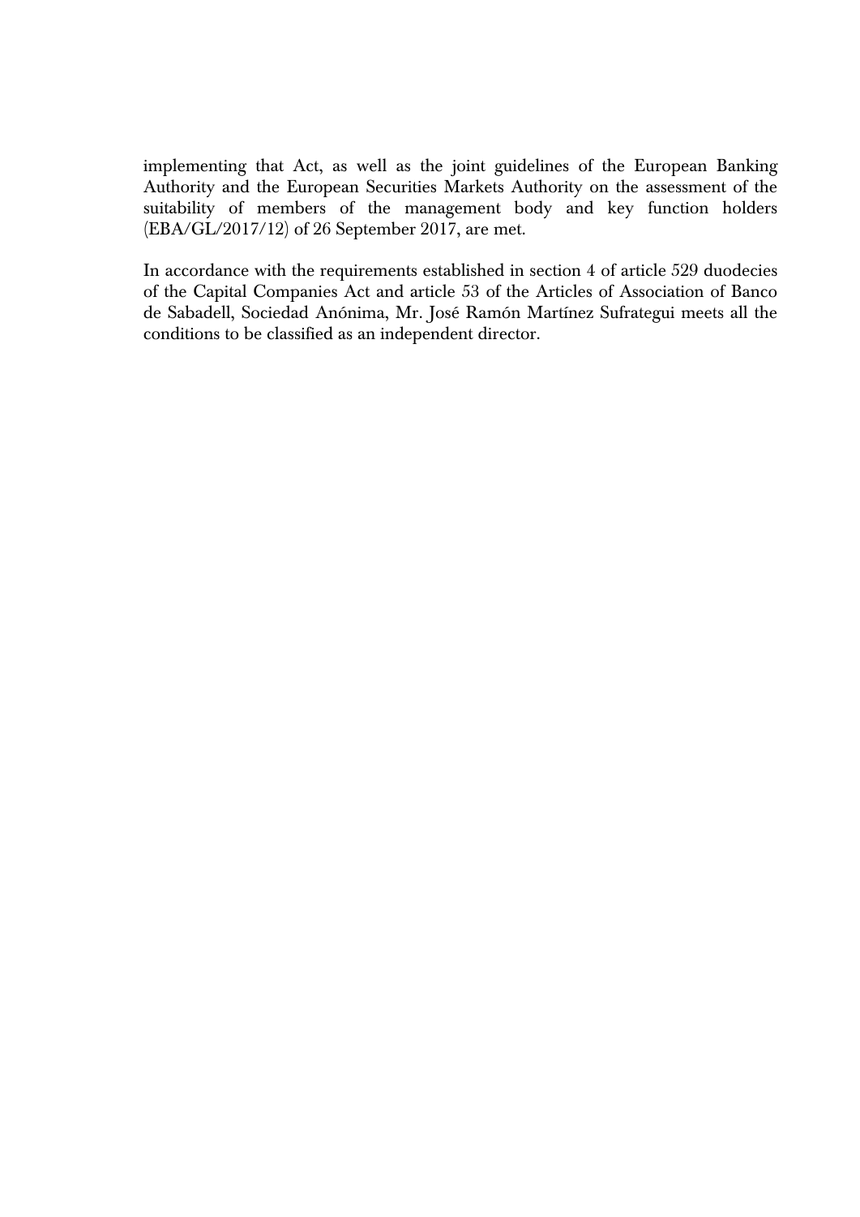implementing that Act, as well as the joint guidelines of the European Banking Authority and the European Securities Markets Authority on the assessment of the suitability of members of the management body and key function holders (EBA/GL/2017/12) of 26 September 2017, are met.

In accordance with the requirements established in section 4 of article 529 duodecies of the Capital Companies Act and article 53 of the Articles of Association of Banco de Sabadell, Sociedad Anónima, Mr. José Ramón Martínez Sufrategui meets all the conditions to be classified as an independent director.